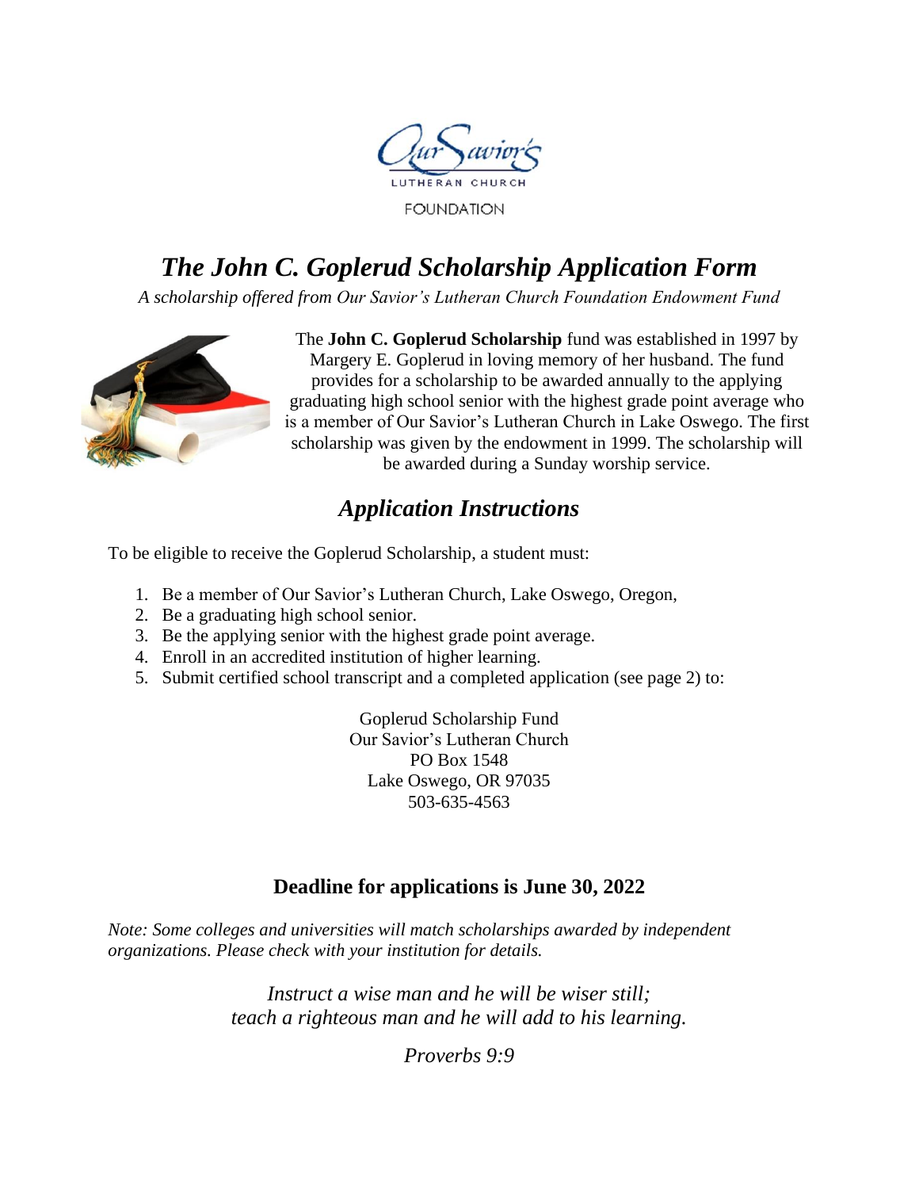Our Savior's

LUTHERAN CHURCH

FOUNDATION

# *The John C. Goplerud Scholarship Application Form*

*A scholarship offered from Our Savior's Lutheran Church Foundation Endowment Fund*

The **John C. Goplerud Scholarship** fund was established in 1997 by Margery E. Goplerud in loving memory of her husband. The fund provides for a scholarship to be awarded annually to the applying graduating high school senior with the highest grade point average who is a member of Our Savior's Lutheran Church in Lake Oswego. The first scholarship was given by the endowment in 1999. The scholarship will be awarded during a Sunday worship service.

## *Application Instructions*

To be eligible to receive the Goplerud Scholarship, a student must:

1. Be a member of Our Savior's Lutheran Church, Lake Oswego, Oregon,
2. Be a graduating high school senior.
3. Be the applying senior with the highest grade point average.
4. Enroll in an accredited institution of higher learning.
5. Submit certified school transcript and a completed application (see page 2) to:

Goplerud Scholarship Fund
Our Savior's Lutheran Church
PO Box 1548
Lake Oswego, OR 97035
503-635-4563

### Deadline for applications is June 30, 2022

*Note: Some colleges and universities will match scholarships awarded by independent organizations. Please check with your institution for details.*

*Instruct a wise man and he will be wiser still;*
*teach a righteous man and he will add to his learning.*

*Proverbs 9:9*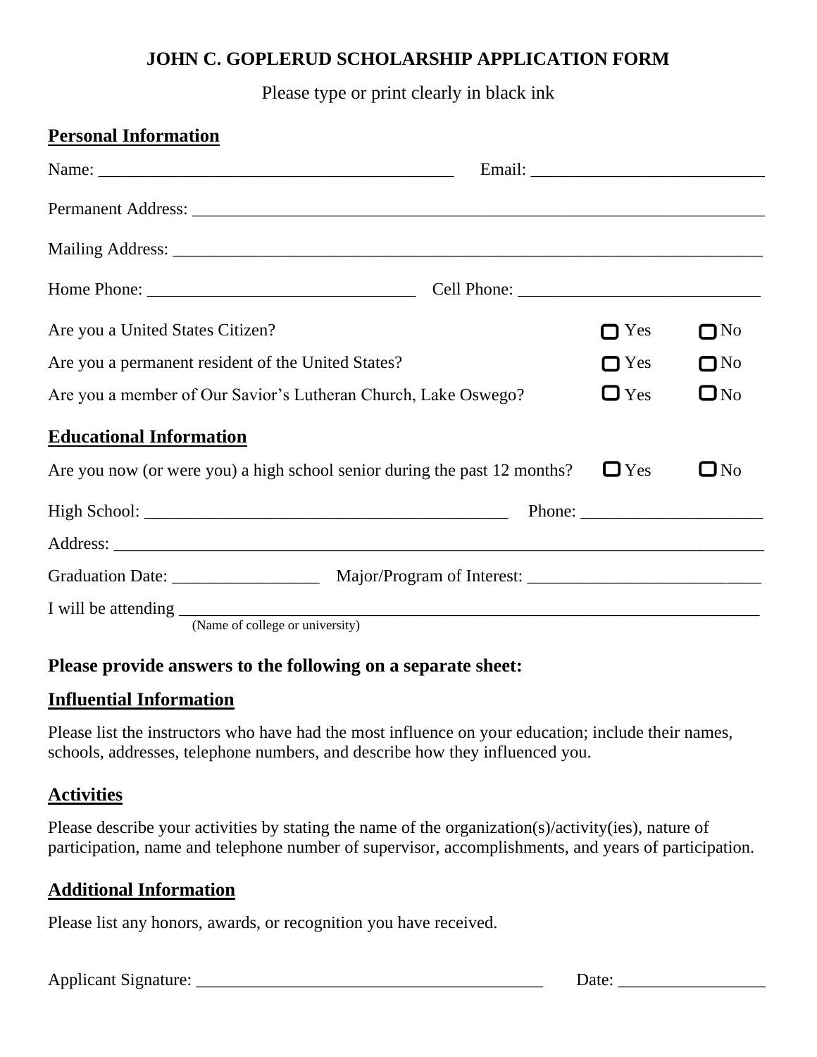# JOHN C. GOPLERUD SCHOLARSHIP APPLICATION FORM

Please type or print clearly in black ink

## Personal Information

Name: ________________________________________ Email: ___________________________

Permanent Address: ________________________________________________________________

Mailing Address: __________________________________________________________________

Home Phone: _______________________________ Cell Phone: ____________________________

Are you a United States Citizen? ☐ Yes ☐ No

Are you a permanent resident of the United States? ☐ Yes ☐ No

Are you a member of Our Savior's Lutheran Church, Lake Oswego? ☐ Yes ☐ No

## Educational Information

Are you now (or were you) a high school senior during the past 12 months? ☐ Yes ☐ No

High School: __________________________________________ Phone: _____________________

Address: _________________________________________________________________________

Graduation Date: _________________ Major/Program of Interest: ___________________________

I will be attending ________________________________________________________________
(Name of college or university)

### Please provide answers to the following on a separate sheet:

## Influential Information

Please list the instructors who have had the most influence on your education; include their names, schools, addresses, telephone numbers, and describe how they influenced you.

## Activities

Please describe your activities by stating the name of the organization(s)/activity(ies), nature of participation, name and telephone number of supervisor, accomplishments, and years of participation.

## Additional Information

Please list any honors, awards, or recognition you have received.

Applicant Signature: ________________________________________ Date: _________________